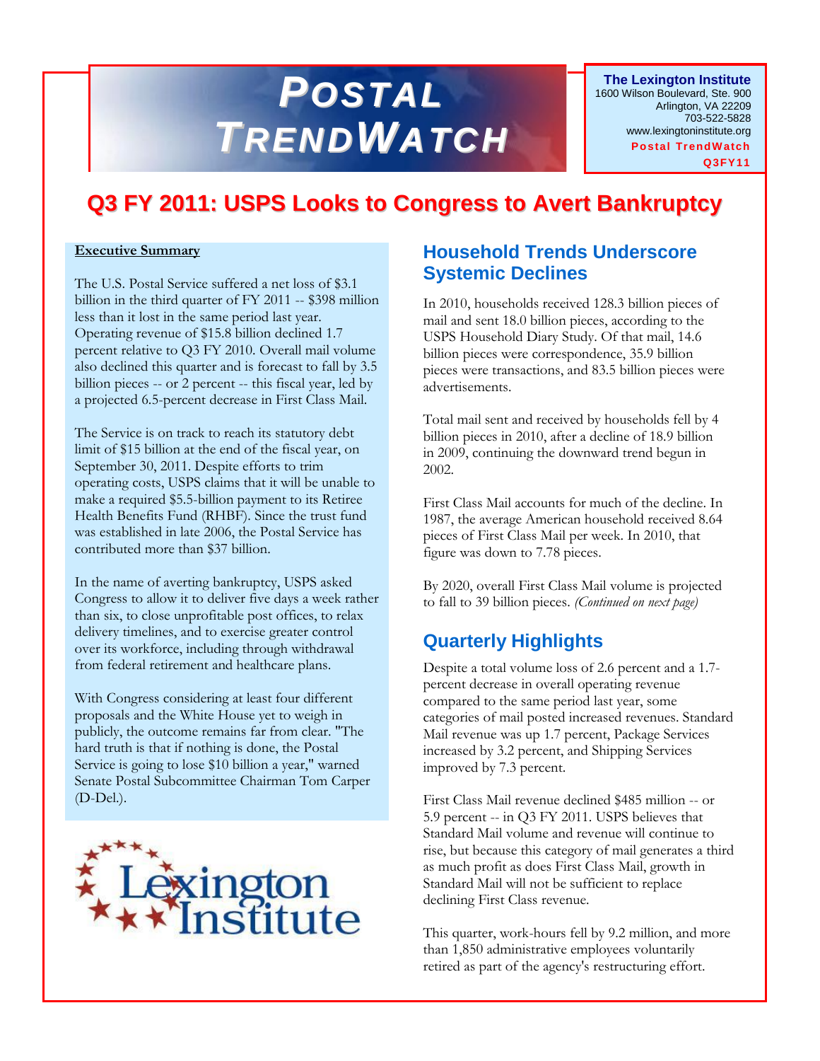# Postal TrendWatch

**The Lexington Institute**
1600 Wilson Boulevard, Ste. 900
Arlington, VA 22209
703-522-5828
www.lexingtoninstitute.org
Postal TrendWatch
Q3FY11

## Q3 FY 2011: USPS Looks to Congress to Avert Bankruptcy

**Executive Summary**

The U.S. Postal Service suffered a net loss of $3.1 billion in the third quarter of FY 2011 -- $398 million less than it lost in the same period last year. Operating revenue of $15.8 billion declined 1.7 percent relative to Q3 FY 2010. Overall mail volume also declined this quarter and is forecast to fall by 3.5 billion pieces -- or 2 percent -- this fiscal year, led by a projected 6.5-percent decrease in First Class Mail.

The Service is on track to reach its statutory debt limit of $15 billion at the end of the fiscal year, on September 30, 2011. Despite efforts to trim operating costs, USPS claims that it will be unable to make a required $5.5-billion payment to its Retiree Health Benefits Fund (RHBF). Since the trust fund was established in late 2006, the Postal Service has contributed more than $37 billion.

In the name of averting bankruptcy, USPS asked Congress to allow it to deliver five days a week rather than six, to close unprofitable post offices, to relax delivery timelines, and to exercise greater control over its workforce, including through withdrawal from federal retirement and healthcare plans.

With Congress considering at least four different proposals and the White House yet to weigh in publicly, the outcome remains far from clear. "The hard truth is that if nothing is done, the Postal Service is going to lose $10 billion a year," warned Senate Postal Subcommittee Chairman Tom Carper (D-Del.).

### Household Trends Underscore Systemic Declines

In 2010, households received 128.3 billion pieces of mail and sent 18.0 billion pieces, according to the USPS Household Diary Study. Of that mail, 14.6 billion pieces were correspondence, 35.9 billion pieces were transactions, and 83.5 billion pieces were advertisements.

Total mail sent and received by households fell by 4 billion pieces in 2010, after a decline of 18.9 billion in 2009, continuing the downward trend begun in 2002.

First Class Mail accounts for much of the decline. In 1987, the average American household received 8.64 pieces of First Class Mail per week. In 2010, that figure was down to 7.78 pieces.

By 2020, overall First Class Mail volume is projected to fall to 39 billion pieces. *(Continued on next page)*

### Quarterly Highlights

Despite a total volume loss of 2.6 percent and a 1.7-percent decrease in overall operating revenue compared to the same period last year, some categories of mail posted increased revenues. Standard Mail revenue was up 1.7 percent, Package Services increased by 3.2 percent, and Shipping Services improved by 7.3 percent.

First Class Mail revenue declined $485 million -- or 5.9 percent -- in Q3 FY 2011. USPS believes that Standard Mail volume and revenue will continue to rise, but because this category of mail generates a third as much profit as does First Class Mail, growth in Standard Mail will not be sufficient to replace declining First Class revenue.

This quarter, work-hours fell by 9.2 million, and more than 1,850 administrative employees voluntarily retired as part of the agency's restructuring effort.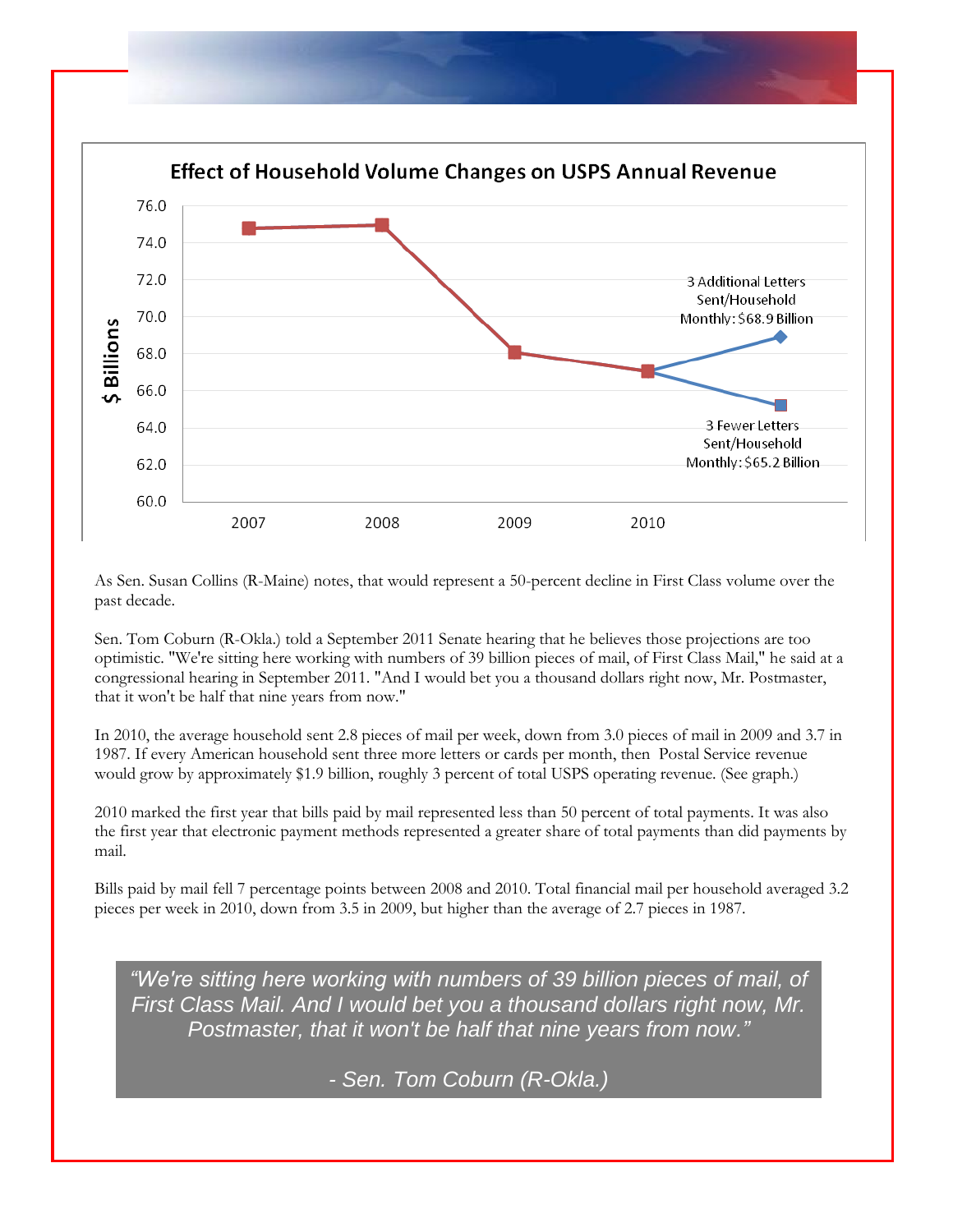**Effect of Household Volume Changes on USPS Annual Revenue**

| Year | $ Billions |
| --- | --- |
| 2007 | 74.8 |
| 2008 | 75.0 |
| 2009 | 68.1 |
| 2010 | 67.1 |

3 Additional Letters Sent/Household Monthly: $68.9 Billion

3 Fewer Letters Sent/Household Monthly: $65.2 Billion

As Sen. Susan Collins (R-Maine) notes, that would represent a 50-percent decline in First Class volume over the past decade.

Sen. Tom Coburn (R-Okla.) told a September 2011 Senate hearing that he believes those projections are too optimistic. "We're sitting here working with numbers of 39 billion pieces of mail, of First Class Mail," he said at a congressional hearing in September 2011. "And I would bet you a thousand dollars right now, Mr. Postmaster, that it won't be half that nine years from now."

In 2010, the average household sent 2.8 pieces of mail per week, down from 3.0 pieces of mail in 2009 and 3.7 in 1987. If every American household sent three more letters or cards per month, then Postal Service revenue would grow by approximately $1.9 billion, roughly 3 percent of total USPS operating revenue. (See graph.)

2010 marked the first year that bills paid by mail represented less than 50 percent of total payments. It was also the first year that electronic payment methods represented a greater share of total payments than did payments by mail.

Bills paid by mail fell 7 percentage points between 2008 and 2010. Total financial mail per household averaged 3.2 pieces per week in 2010, down from 3.5 in 2009, but higher than the average of 2.7 pieces in 1987.

> *"We're sitting here working with numbers of 39 billion pieces of mail, of First Class Mail. And I would bet you a thousand dollars right now, Mr. Postmaster, that it won't be half that nine years from now."*
>
> *- Sen. Tom Coburn (R-Okla.)*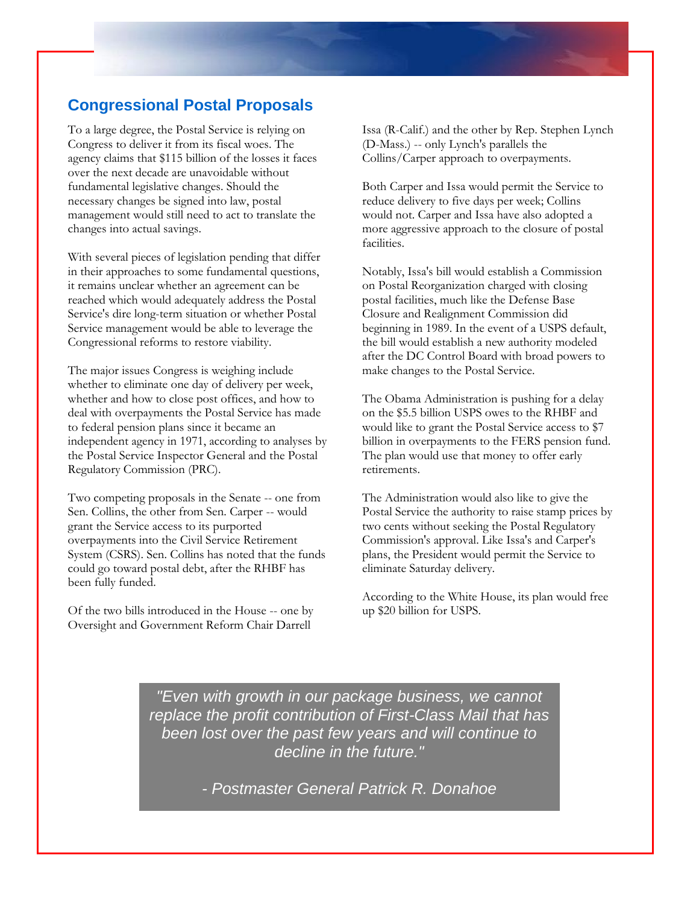## Congressional Postal Proposals

To a large degree, the Postal Service is relying on Congress to deliver it from its fiscal woes. The agency claims that $115 billion of the losses it faces over the next decade are unavoidable without fundamental legislative changes. Should the necessary changes be signed into law, postal management would still need to act to translate the changes into actual savings.

With several pieces of legislation pending that differ in their approaches to some fundamental questions, it remains unclear whether an agreement can be reached which would adequately address the Postal Service's dire long-term situation or whether Postal Service management would be able to leverage the Congressional reforms to restore viability.

The major issues Congress is weighing include whether to eliminate one day of delivery per week, whether and how to close post offices, and how to deal with overpayments the Postal Service has made to federal pension plans since it became an independent agency in 1971, according to analyses by the Postal Service Inspector General and the Postal Regulatory Commission (PRC).

Two competing proposals in the Senate -- one from Sen. Collins, the other from Sen. Carper -- would grant the Service access to its purported overpayments into the Civil Service Retirement System (CSRS). Sen. Collins has noted that the funds could go toward postal debt, after the RHBF has been fully funded.

Of the two bills introduced in the House -- one by Oversight and Government Reform Chair Darrell Issa (R-Calif.) and the other by Rep. Stephen Lynch (D-Mass.) -- only Lynch's parallels the Collins/Carper approach to overpayments.

Both Carper and Issa would permit the Service to reduce delivery to five days per week; Collins would not. Carper and Issa have also adopted a more aggressive approach to the closure of postal facilities.

Notably, Issa's bill would establish a Commission on Postal Reorganization charged with closing postal facilities, much like the Defense Base Closure and Realignment Commission did beginning in 1989. In the event of a USPS default, the bill would establish a new authority modeled after the DC Control Board with broad powers to make changes to the Postal Service.

The Obama Administration is pushing for a delay on the $5.5 billion USPS owes to the RHBF and would like to grant the Postal Service access to $7 billion in overpayments to the FERS pension fund. The plan would use that money to offer early retirements.

The Administration would also like to give the Postal Service the authority to raise stamp prices by two cents without seeking the Postal Regulatory Commission's approval. Like Issa's and Carper's plans, the President would permit the Service to eliminate Saturday delivery.

According to the White House, its plan would free up $20 billion for USPS.

> *"Even with growth in our package business, we cannot replace the profit contribution of First-Class Mail that has been lost over the past few years and will continue to decline in the future."*
>
> *- Postmaster General Patrick R. Donahoe*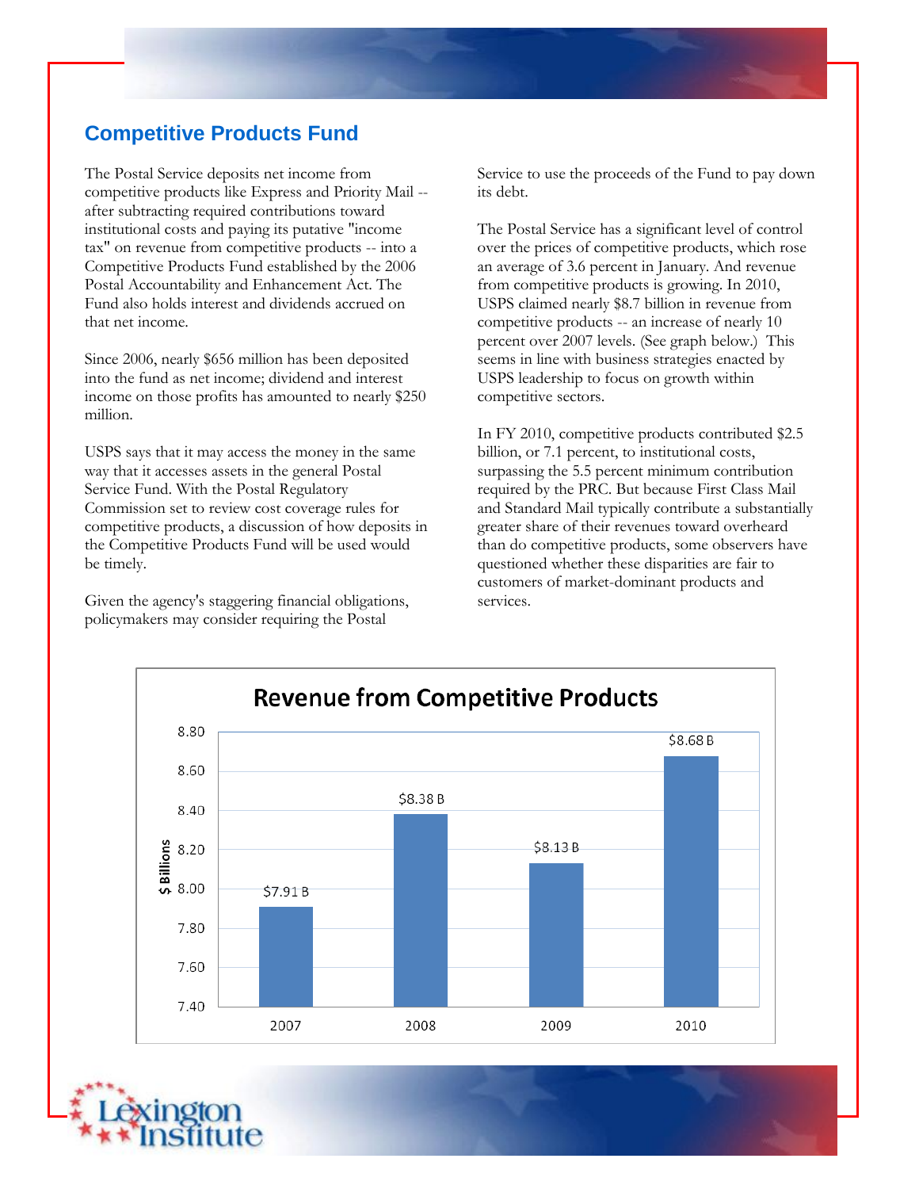## Competitive Products Fund

The Postal Service deposits net income from competitive products like Express and Priority Mail -- after subtracting required contributions toward institutional costs and paying its putative "income tax" on revenue from competitive products -- into a Competitive Products Fund established by the 2006 Postal Accountability and Enhancement Act. The Fund also holds interest and dividends accrued on that net income.

Since 2006, nearly $656 million has been deposited into the fund as net income; dividend and interest income on those profits has amounted to nearly $250 million.

USPS says that it may access the money in the same way that it accesses assets in the general Postal Service Fund. With the Postal Regulatory Commission set to review cost coverage rules for competitive products, a discussion of how deposits in the Competitive Products Fund will be used would be timely.

Given the agency's staggering financial obligations, policymakers may consider requiring the Postal Service to use the proceeds of the Fund to pay down its debt.

The Postal Service has a significant level of control over the prices of competitive products, which rose an average of 3.6 percent in January. And revenue from competitive products is growing. In 2010, USPS claimed nearly $8.7 billion in revenue from competitive products -- an increase of nearly 10 percent over 2007 levels. (See graph below.) This seems in line with business strategies enacted by USPS leadership to focus on growth within competitive sectors.

In FY 2010, competitive products contributed $2.5 billion, or 7.1 percent, to institutional costs, surpassing the 5.5 percent minimum contribution required by the PRC. But because First Class Mail and Standard Mail typically contribute a substantially greater share of their revenues toward overheard than do competitive products, some observers have questioned whether these disparities are fair to customers of market-dominant products and services.

Revenue from Competitive Products

$ Billions

8.80
8.60
8.40
8.20
8.00
7.80
7.60
7.40

2007: $7.91 B
2008: $8.38 B
2009: $8.13 B
2010: $8.68 B